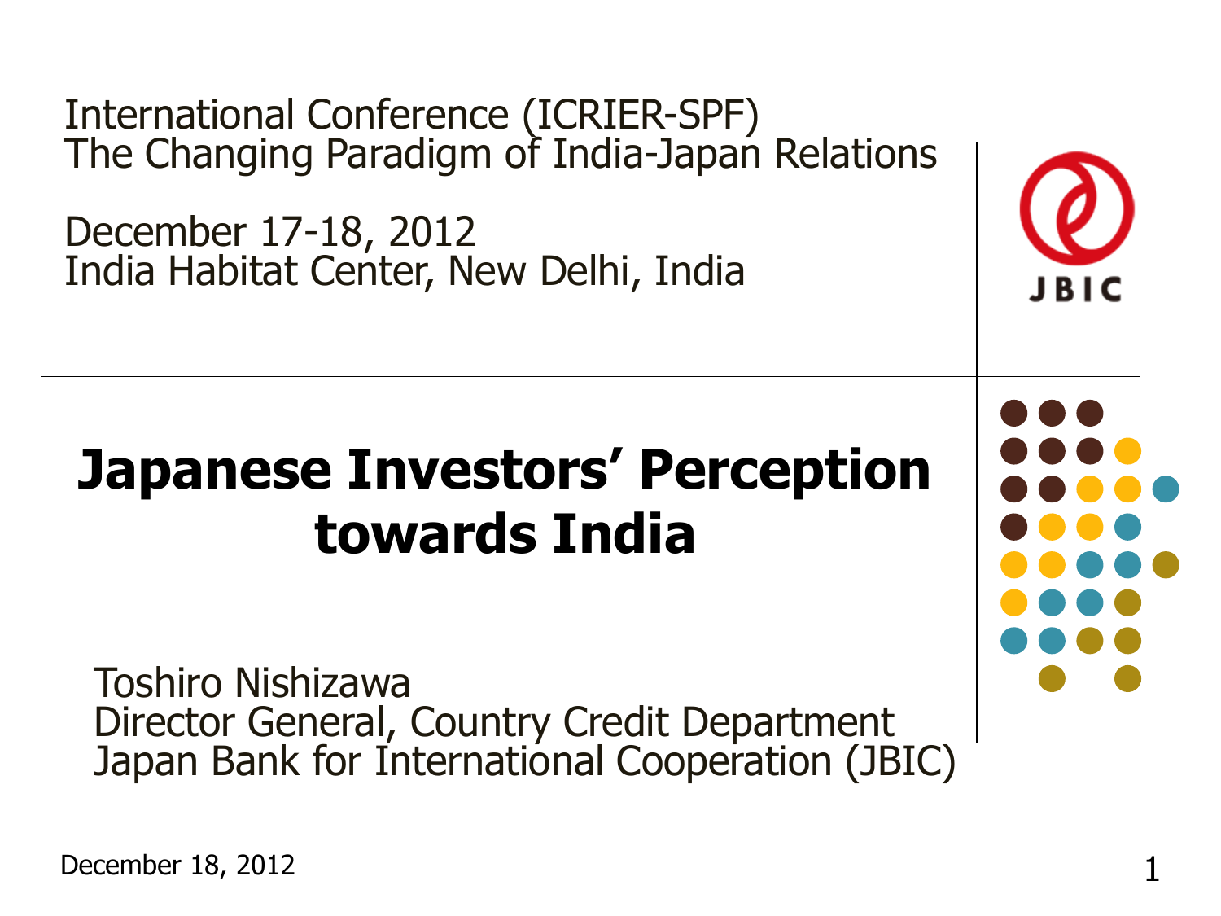International Conference (ICRIER-SPF)
The Changing Paradigm of India-Japan Relations

December 17-18, 2012
India Habitat Center, New Delhi, India

JBIC

# Japanese Investors' Perception towards India

Toshiro Nishizawa
Director General, Country Credit Department
Japan Bank for International Cooperation (JBIC)

December 18, 2012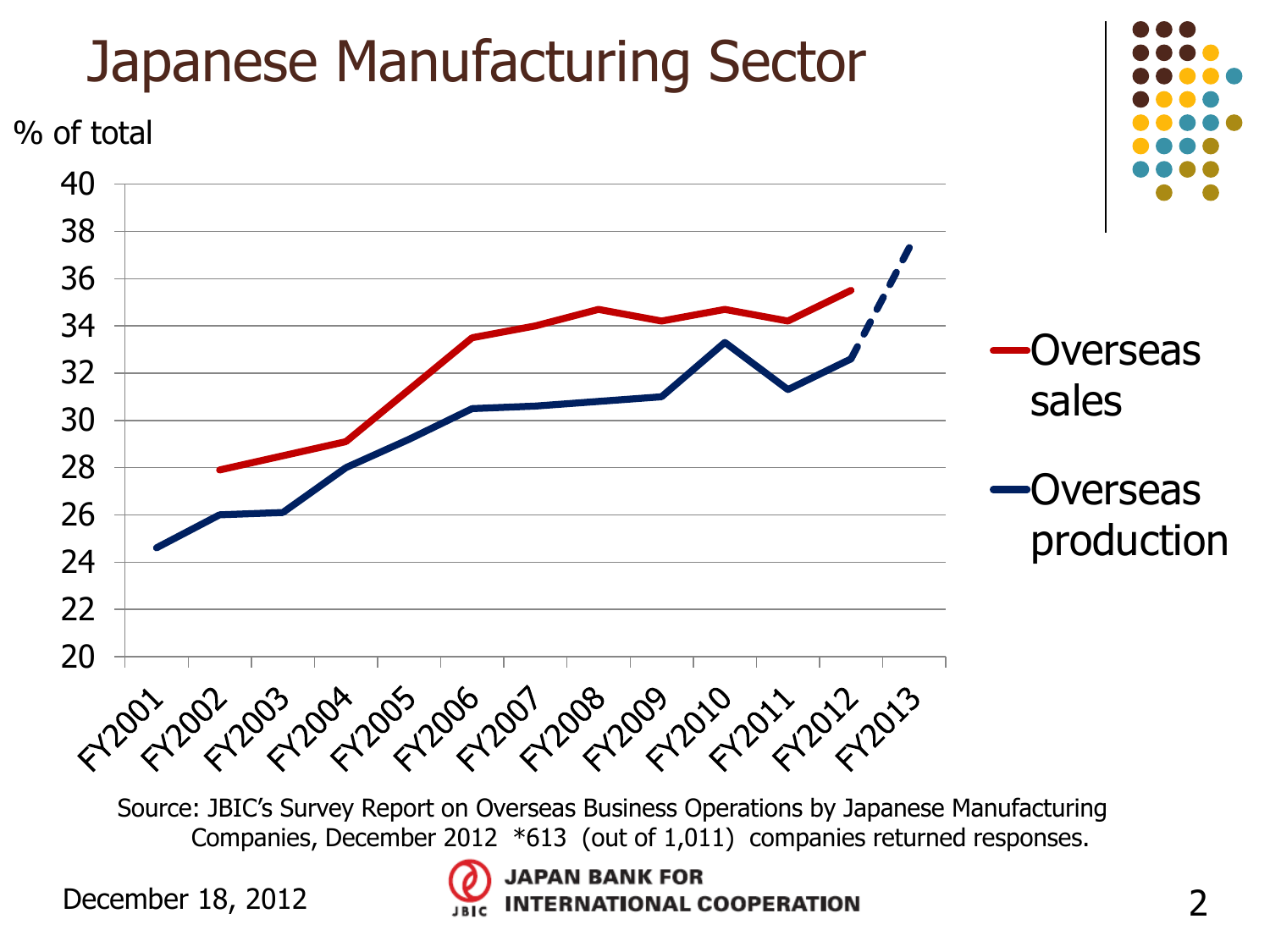# Japanese Manufacturing Sector

% of total

Overseas sales

Overseas production

FY2001, FY2002, FY2003, FY2004, FY2005, FY2006, FY2007, FY2008, FY2009, FY2010, FY2011, FY2012, FY2013

Source: JBIC's Survey Report on Overseas Business Operations by Japanese Manufacturing Companies, December 2012 *613 (out of 1,011) companies returned responses.

December 18, 2012

JAPAN BANK FOR INTERNATIONAL COOPERATION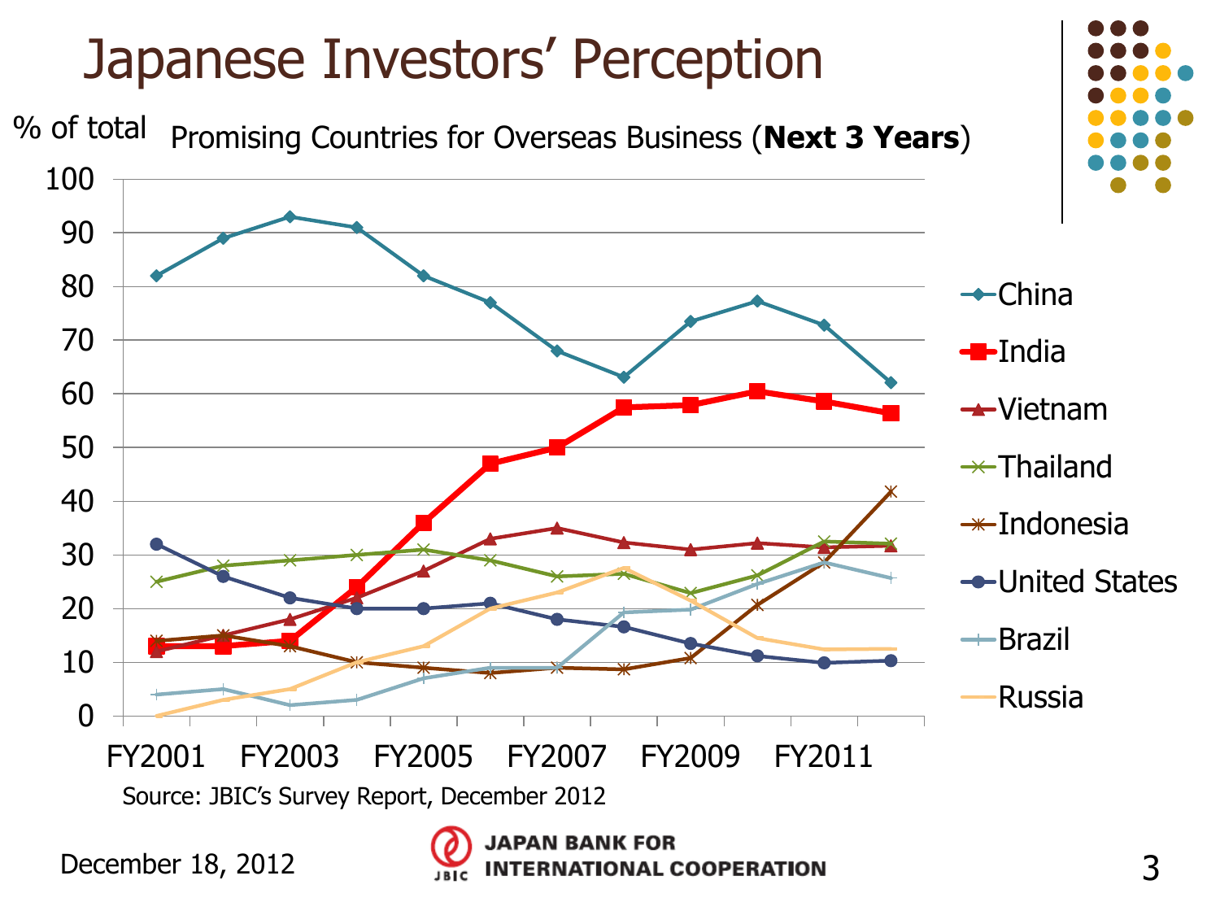# Japanese Investors' Perception

% of total

Promising Countries for Overseas Business (**Next 3 Years**)

Source: JBIC's Survey Report, December 2012

December 18, 2012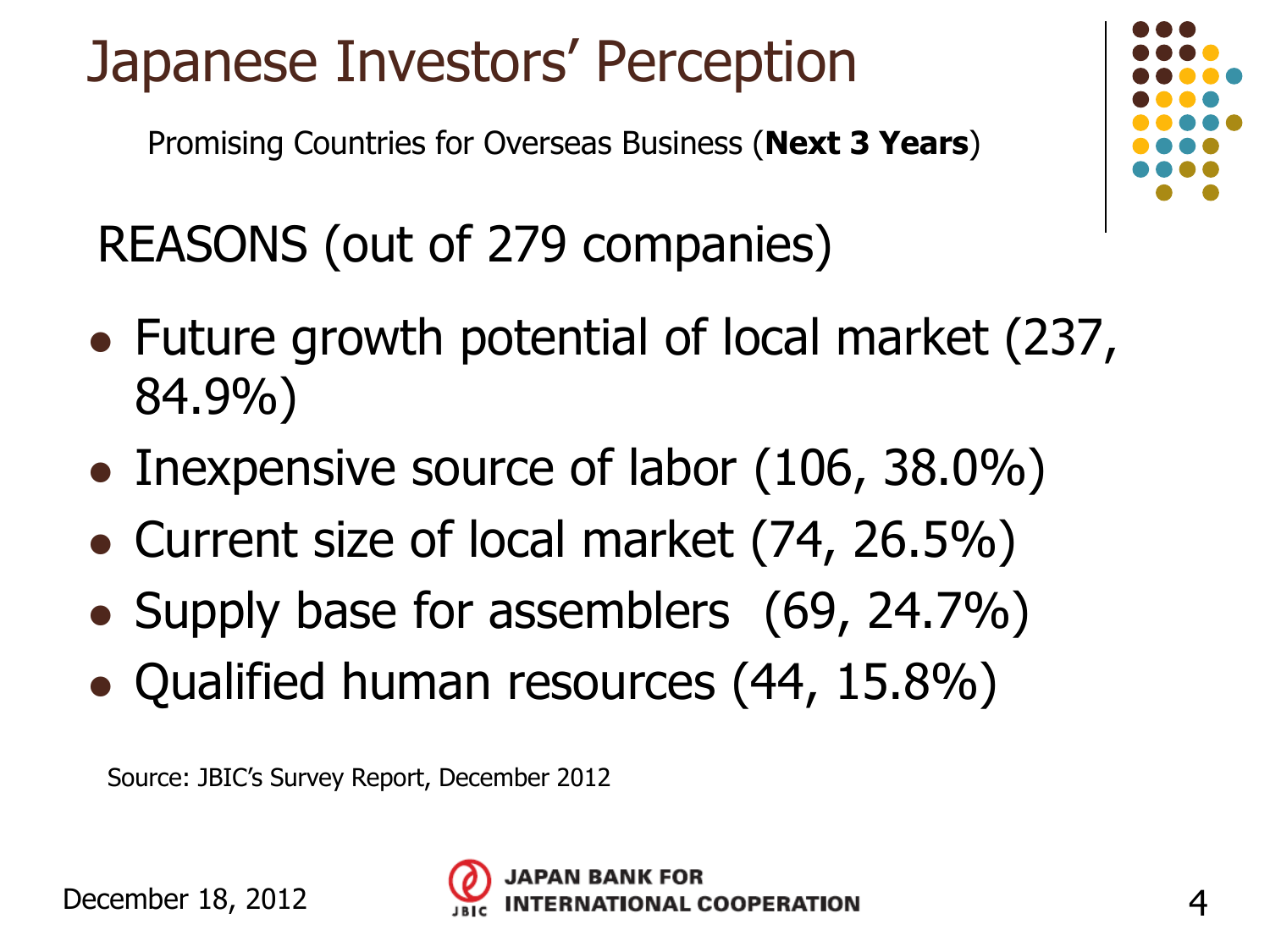# Japanese Investors' Perception

Promising Countries for Overseas Business (**Next 3 Years**)

## REASONS (out of 279 companies)

- Future growth potential of local market (237, 84.9%)
- Inexpensive source of labor (106, 38.0%)
- Current size of local market (74, 26.5%)
- Supply base for assemblers (69, 24.7%)
- Qualified human resources (44, 15.8%)

Source: JBIC's Survey Report, December 2012

December 18, 2012

JAPAN BANK FOR INTERNATIONAL COOPERATION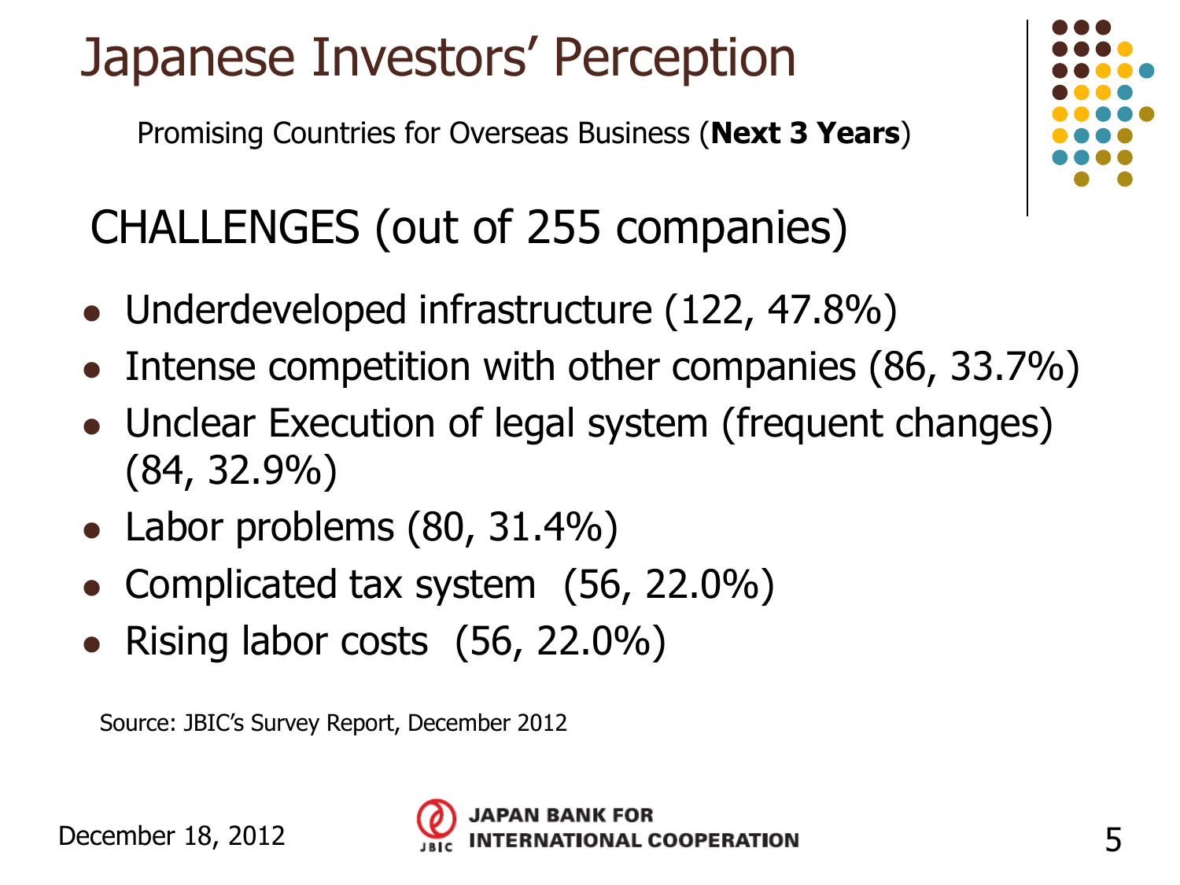# Japanese Investors' Perception

Promising Countries for Overseas Business (**Next 3 Years**)

## CHALLENGES (out of 255 companies)

- Underdeveloped infrastructure (122, 47.8%)
- Intense competition with other companies (86, 33.7%)
- Unclear Execution of legal system (frequent changes) (84, 32.9%)
- Labor problems (80, 31.4%)
- Complicated tax system (56, 22.0%)
- Rising labor costs (56, 22.0%)

Source: JBIC's Survey Report, December 2012

December 18, 2012

JAPAN BANK FOR INTERNATIONAL COOPERATION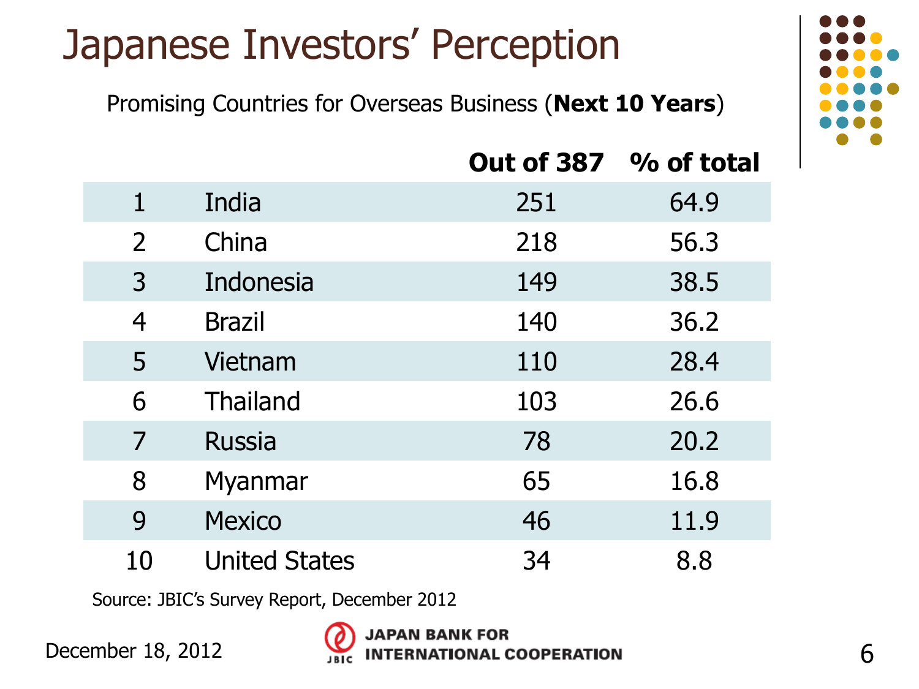# Japanese Investors' Perception

Promising Countries for Overseas Business (**Next 10 Years**)

| | | **Out of 387** | **% of total** |
|---|---|---|---|
| 1 | India | 251 | 64.9 |
| 2 | China | 218 | 56.3 |
| 3 | Indonesia | 149 | 38.5 |
| 4 | Brazil | 140 | 36.2 |
| 5 | Vietnam | 110 | 28.4 |
| 6 | Thailand | 103 | 26.6 |
| 7 | Russia | 78 | 20.2 |
| 8 | Myanmar | 65 | 16.8 |
| 9 | Mexico | 46 | 11.9 |
| 10 | United States | 34 | 8.8 |

Source: JBIC's Survey Report, December 2012

December 18, 2012

JAPAN BANK FOR INTERNATIONAL COOPERATION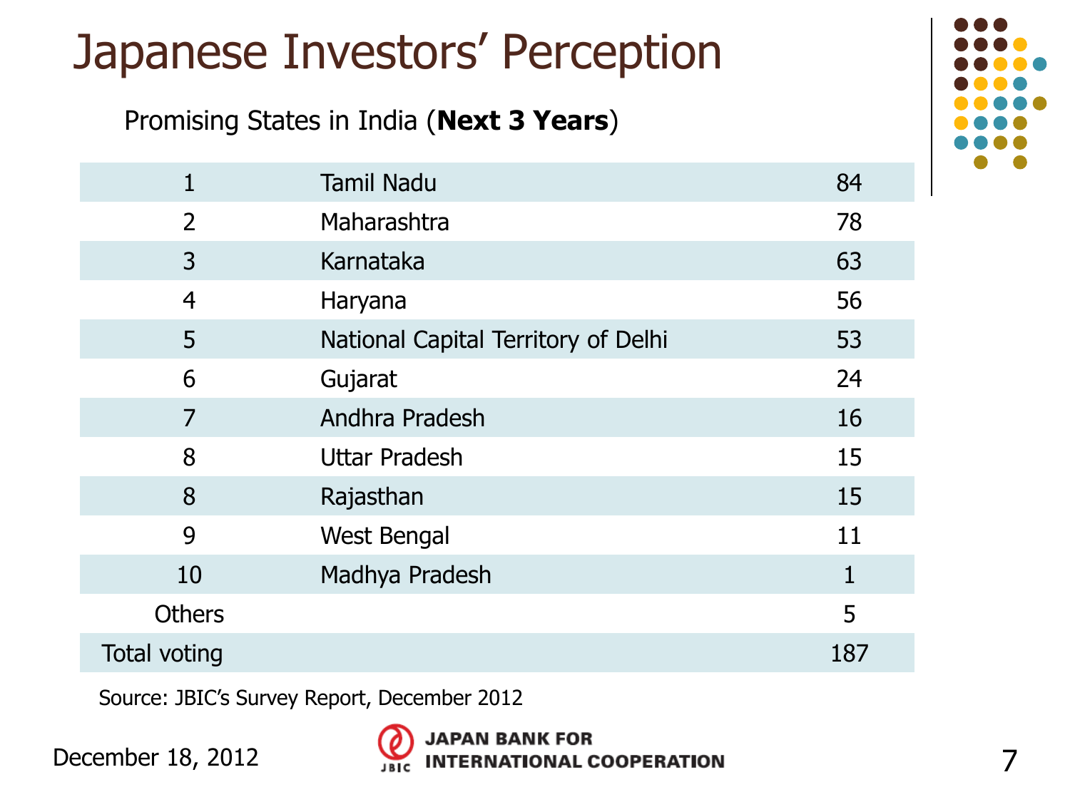# Japanese Investors' Perception

Promising States in India (**Next 3 Years**)

| | | |
|---|---|---|
| 1 | Tamil Nadu | 84 |
| 2 | Maharashtra | 78 |
| 3 | Karnataka | 63 |
| 4 | Haryana | 56 |
| 5 | National Capital Territory of Delhi | 53 |
| 6 | Gujarat | 24 |
| 7 | Andhra Pradesh | 16 |
| 8 | Uttar Pradesh | 15 |
| 8 | Rajasthan | 15 |
| 9 | West Bengal | 11 |
| 10 | Madhya Pradesh | 1 |
| Others | | 5 |
| Total voting | | 187 |

Source: JBIC's Survey Report, December 2012

December 18, 2012

JAPAN BANK FOR INTERNATIONAL COOPERATION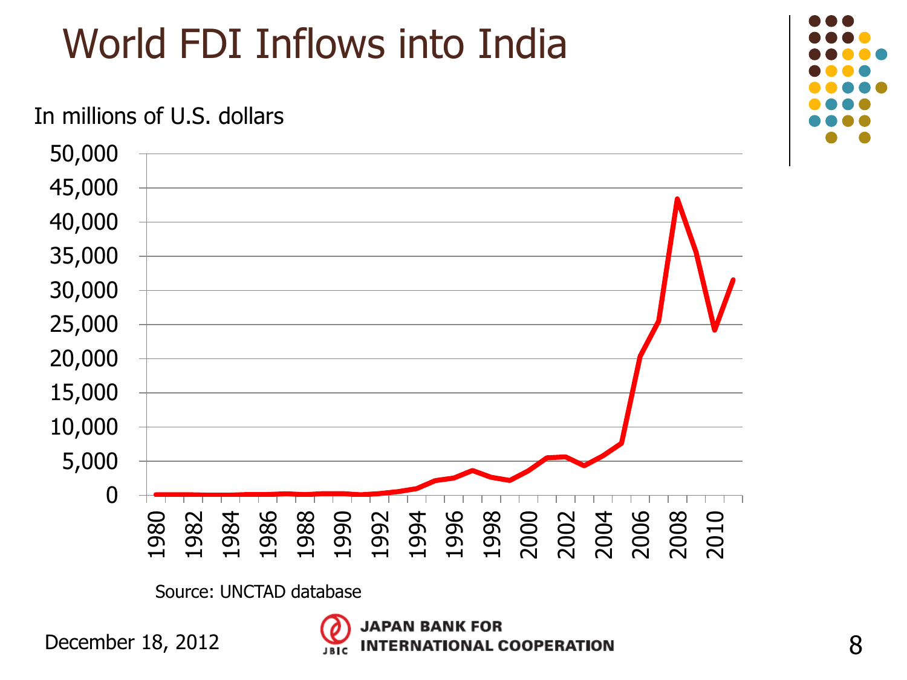# World FDI Inflows into India

In millions of U.S. dollars

Source: UNCTAD database

December 18, 2012

JAPAN BANK FOR INTERNATIONAL COOPERATION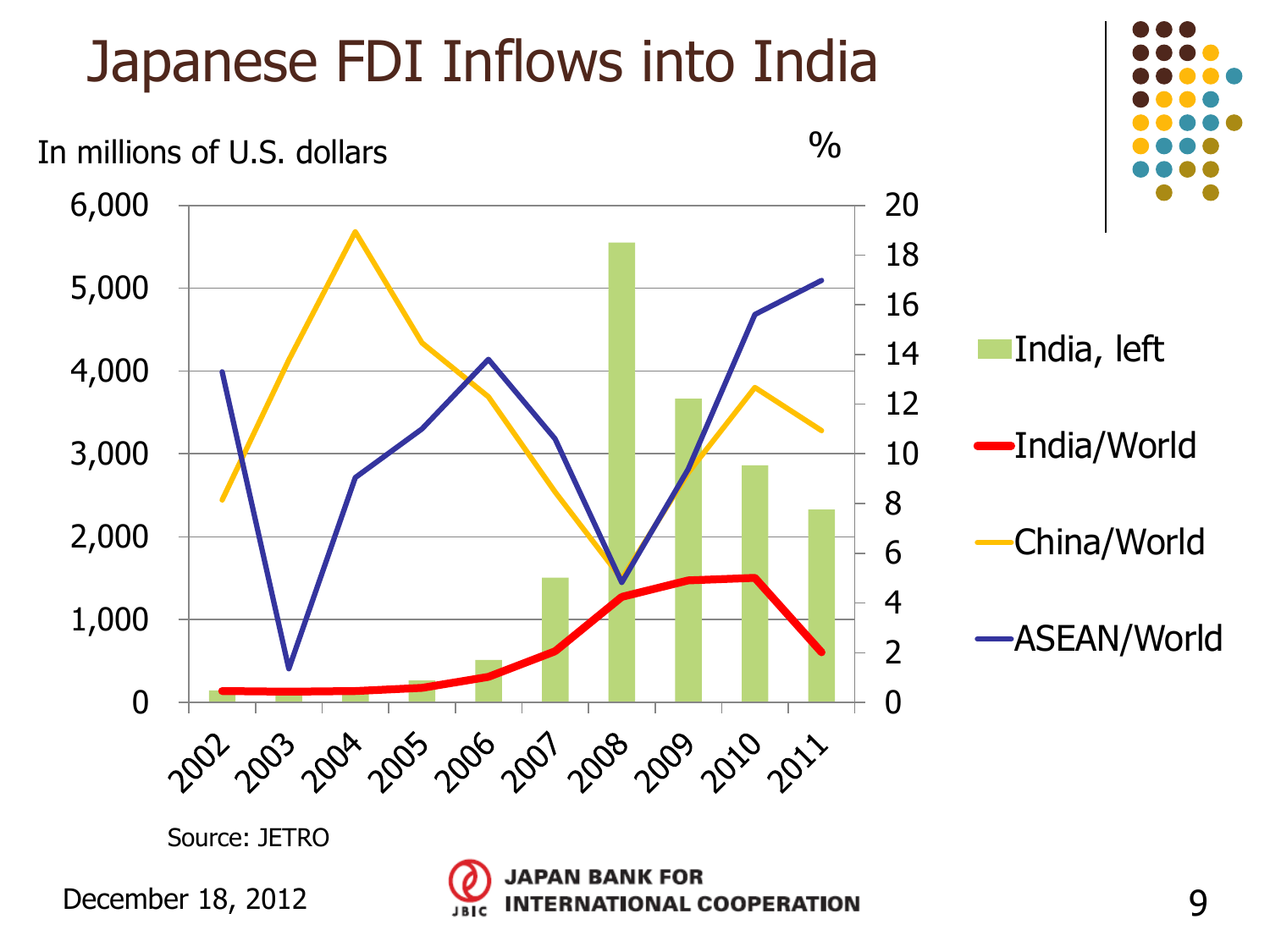# Japanese FDI Inflows into India

In millions of U.S. dollars

%

India, left

India/World

China/World

ASEAN/World

Source: JETRO

December 18, 2012

JAPAN BANK FOR INTERNATIONAL COOPERATION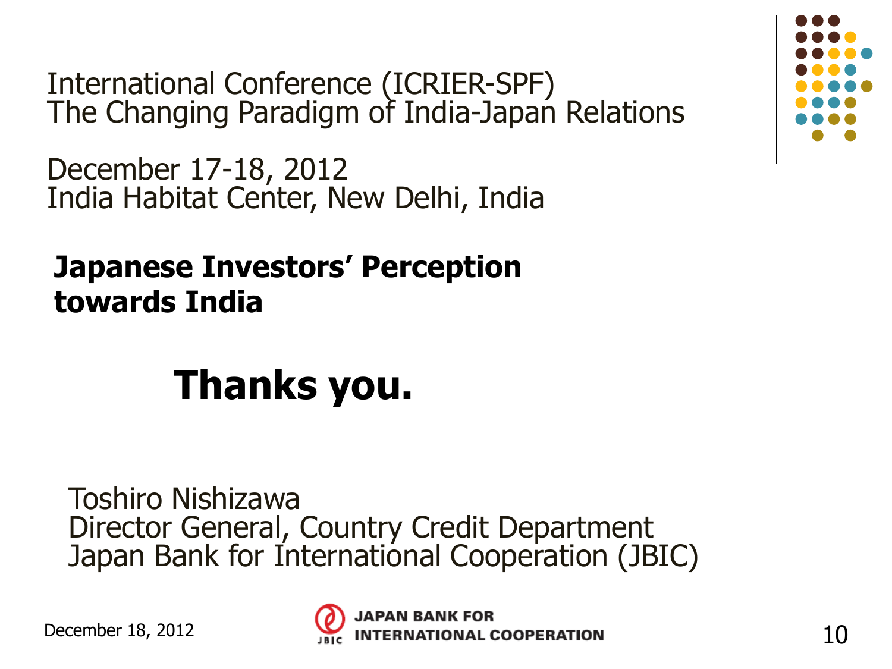International Conference (ICRIER-SPF)
The Changing Paradigm of India-Japan Relations

December 17-18, 2012
India Habitat Center, New Delhi, India

**Japanese Investors' Perception towards India**

# Thanks you.

Toshiro Nishizawa
Director General, Country Credit Department
Japan Bank for International Cooperation (JBIC)

December 18, 2012

JAPAN BANK FOR INTERNATIONAL COOPERATION